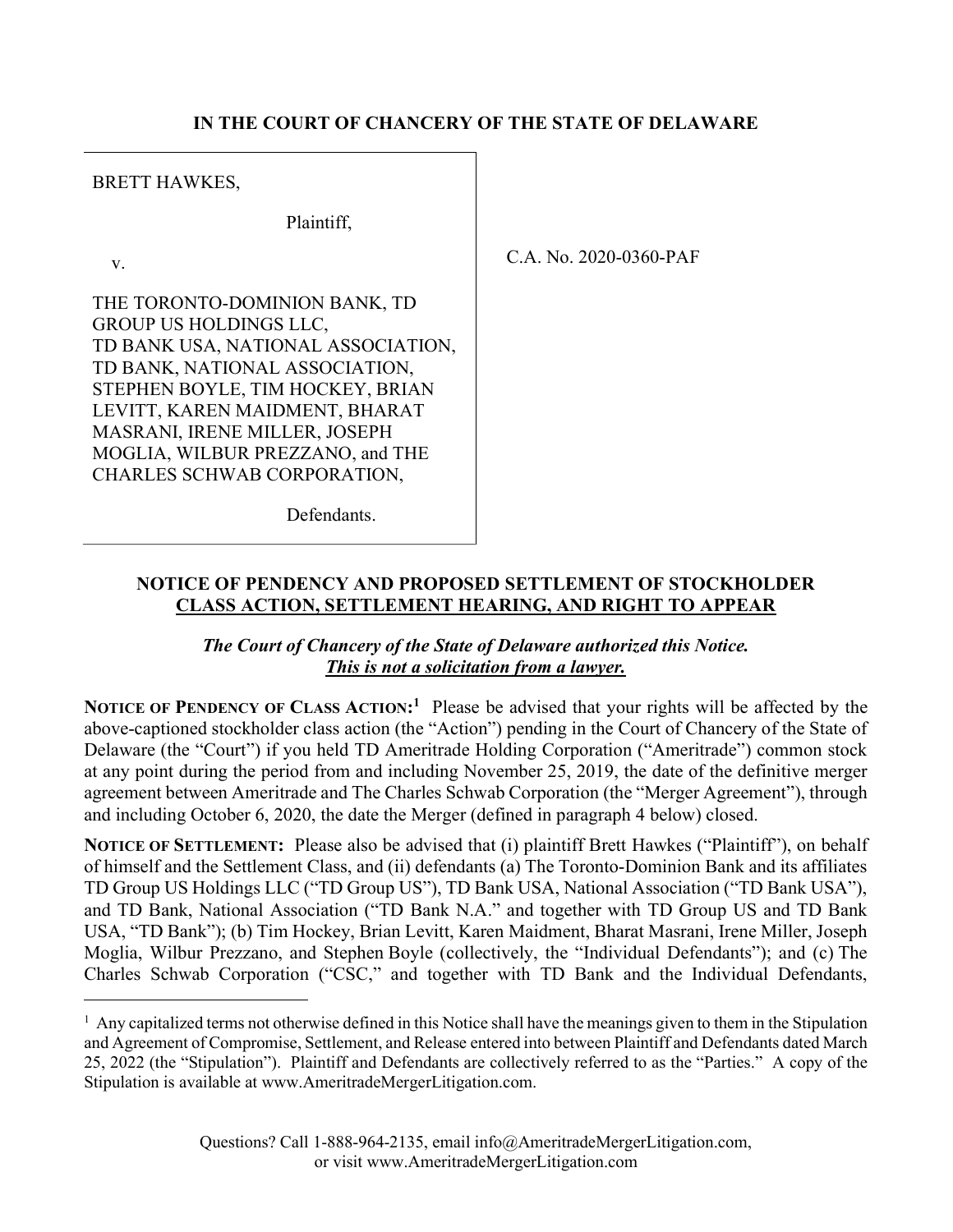**IN THE COURT OF CHANCERY OF THE STATE OF DELAWARE**

| | |
|---|---|
| BRETT HAWKES,<br><br>Plaintiff,<br><br>v.<br><br>THE TORONTO-DOMINION BANK, TD GROUP US HOLDINGS LLC, TD BANK USA, NATIONAL ASSOCIATION, TD BANK, NATIONAL ASSOCIATION, STEPHEN BOYLE, TIM HOCKEY, BRIAN LEVITT, KAREN MAIDMENT, BHARAT MASRANI, IRENE MILLER, JOSEPH MOGLIA, WILBUR PREZZANO, and THE CHARLES SCHWAB CORPORATION,<br><br>Defendants. | C.A. No. 2020-0360-PAF |

## NOTICE OF PENDENCY AND PROPOSED SETTLEMENT OF STOCKHOLDER CLASS ACTION, SETTLEMENT HEARING, AND RIGHT TO APPEAR

***The Court of Chancery of the State of Delaware authorized this Notice.***
***This is not a solicitation from a lawyer.***

**NOTICE OF PENDENCY OF CLASS ACTION:**[1] Please be advised that your rights will be affected by the above-captioned stockholder class action (the "Action") pending in the Court of Chancery of the State of Delaware (the "Court") if you held TD Ameritrade Holding Corporation ("Ameritrade") common stock at any point during the period from and including November 25, 2019, the date of the definitive merger agreement between Ameritrade and The Charles Schwab Corporation (the "Merger Agreement"), through and including October 6, 2020, the date the Merger (defined in paragraph 4 below) closed.

**NOTICE OF SETTLEMENT:** Please also be advised that (i) plaintiff Brett Hawkes ("Plaintiff"), on behalf of himself and the Settlement Class, and (ii) defendants (a) The Toronto-Dominion Bank and its affiliates TD Group US Holdings LLC ("TD Group US"), TD Bank USA, National Association ("TD Bank USA"), and TD Bank, National Association ("TD Bank N.A." and together with TD Group US and TD Bank USA, "TD Bank"); (b) Tim Hockey, Brian Levitt, Karen Maidment, Bharat Masrani, Irene Miller, Joseph Moglia, Wilbur Prezzano, and Stephen Boyle (collectively, the "Individual Defendants"); and (c) The Charles Schwab Corporation ("CSC," and together with TD Bank and the Individual Defendants,

[1] Any capitalized terms not otherwise defined in this Notice shall have the meanings given to them in the Stipulation and Agreement of Compromise, Settlement, and Release entered into between Plaintiff and Defendants dated March 25, 2022 (the "Stipulation"). Plaintiff and Defendants are collectively referred to as the "Parties." A copy of the Stipulation is available at www.AmeritradeMergerLitigation.com.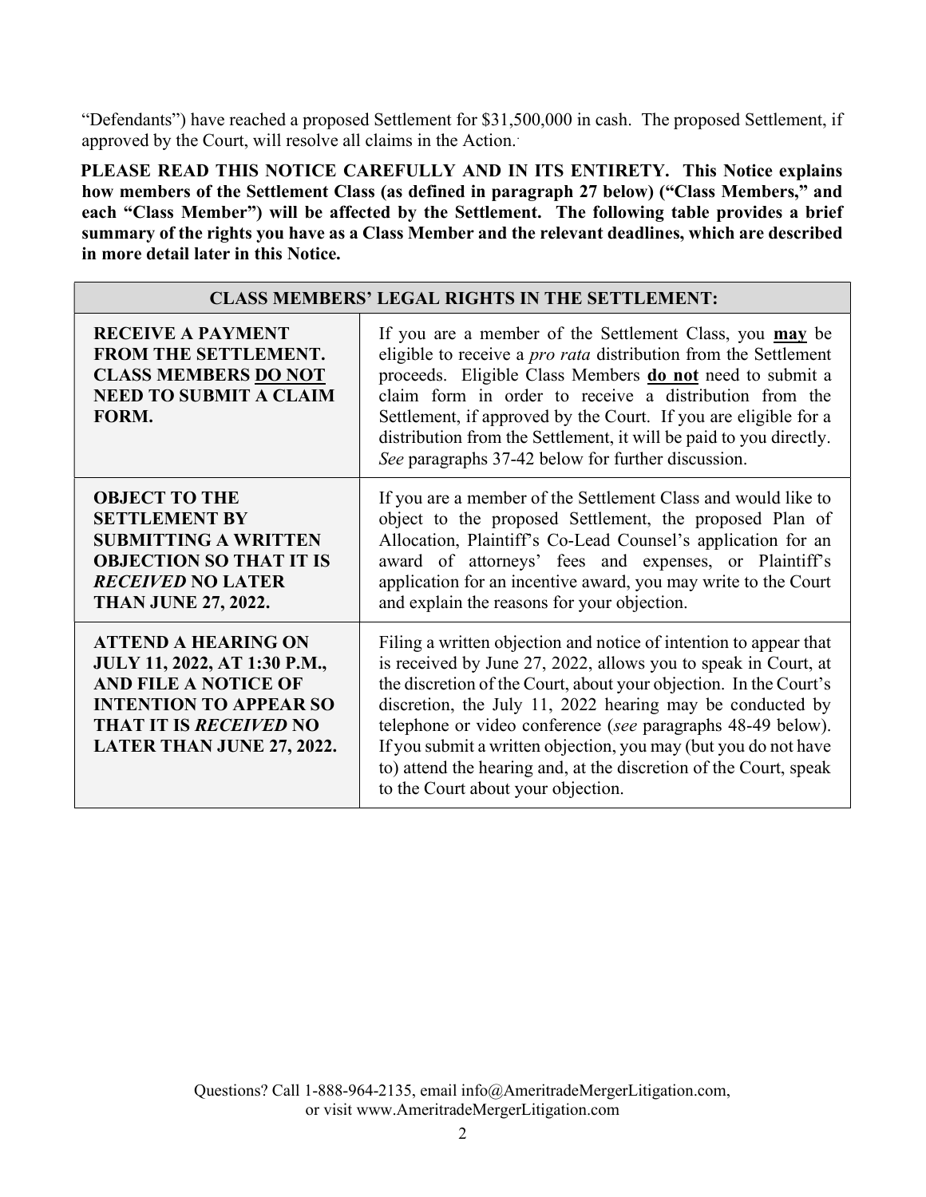"Defendants") have reached a proposed Settlement for $31,500,000 in cash. The proposed Settlement, if approved by the Court, will resolve all claims in the Action.

**PLEASE READ THIS NOTICE CAREFULLY AND IN ITS ENTIRETY. This Notice explains how members of the Settlement Class (as defined in paragraph 27 below) ("Class Members," and each "Class Member") will be affected by the Settlement. The following table provides a brief summary of the rights you have as a Class Member and the relevant deadlines, which are described in more detail later in this Notice.**

| CLASS MEMBERS' LEGAL RIGHTS IN THE SETTLEMENT: | |
|---|---|
| **RECEIVE A PAYMENT FROM THE SETTLEMENT. CLASS MEMBERS <u>DO NOT</u> NEED TO SUBMIT A CLAIM FORM.** | If you are a member of the Settlement Class, you **<u>may</u>** be eligible to receive a *pro rata* distribution from the Settlement proceeds. Eligible Class Members **<u>do not</u>** need to submit a claim form in order to receive a distribution from the Settlement, if approved by the Court. If you are eligible for a distribution from the Settlement, it will be paid to you directly. *See* paragraphs 37-42 below for further discussion. |
| **OBJECT TO THE SETTLEMENT BY SUBMITTING A WRITTEN OBJECTION SO THAT IT IS *RECEIVED* NO LATER THAN JUNE 27, 2022.** | If you are a member of the Settlement Class and would like to object to the proposed Settlement, the proposed Plan of Allocation, Plaintiff's Co-Lead Counsel's application for an award of attorneys' fees and expenses, or Plaintiff's application for an incentive award, you may write to the Court and explain the reasons for your objection. |
| **ATTEND A HEARING ON JULY 11, 2022, AT 1:30 P.M., AND FILE A NOTICE OF INTENTION TO APPEAR SO THAT IT IS *RECEIVED* NO LATER THAN JUNE 27, 2022.** | Filing a written objection and notice of intention to appear that is received by June 27, 2022, allows you to speak in Court, at the discretion of the Court, about your objection. In the Court's discretion, the July 11, 2022 hearing may be conducted by telephone or video conference (*see* paragraphs 48-49 below). If you submit a written objection, you may (but you do not have to) attend the hearing and, at the discretion of the Court, speak to the Court about your objection. |

Questions? Call 1-888-964-2135, email info@AmeritradeMergerLitigation.com, or visit www.AmeritradeMergerLitigation.com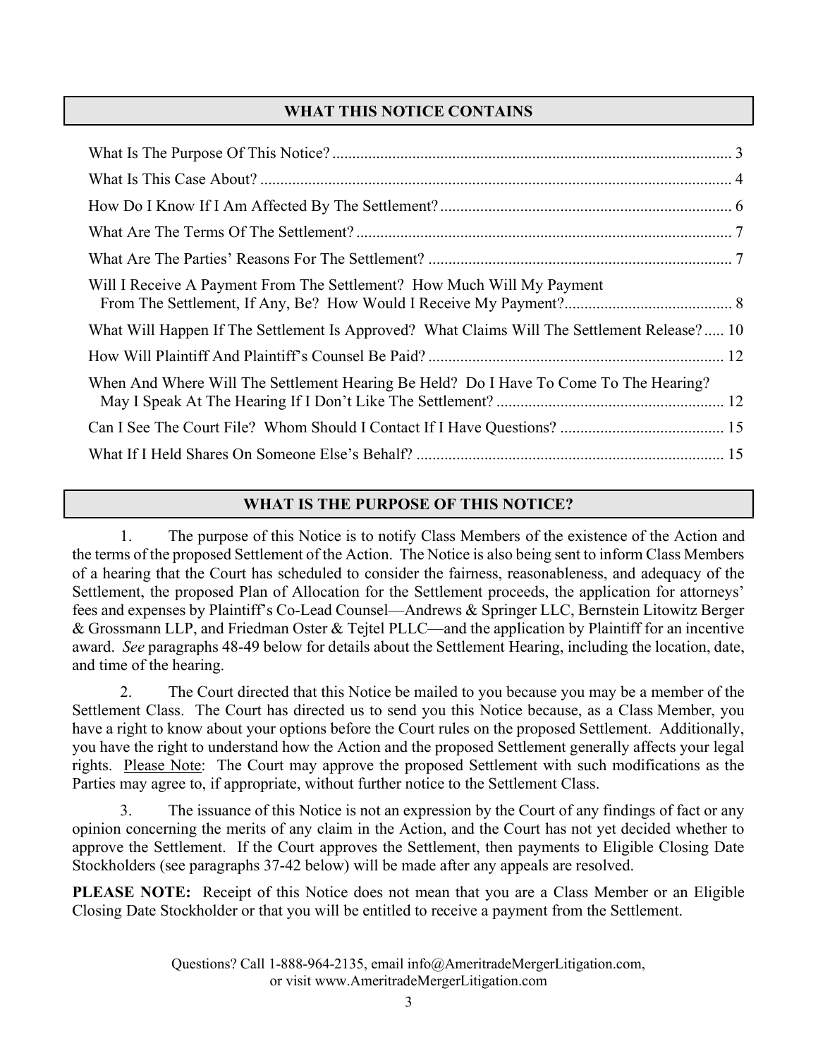## WHAT THIS NOTICE CONTAINS

What Is The Purpose Of This Notice? .......... 3

What Is This Case About? .......... 4

How Do I Know If I Am Affected By The Settlement? .......... 6

What Are The Terms Of The Settlement? .......... 7

What Are The Parties' Reasons For The Settlement? .......... 7

Will I Receive A Payment From The Settlement? How Much Will My Payment From The Settlement, If Any, Be? How Would I Receive My Payment? .......... 8

What Will Happen If The Settlement Is Approved? What Claims Will The Settlement Release? .......... 10

How Will Plaintiff And Plaintiff's Counsel Be Paid? .......... 12

When And Where Will The Settlement Hearing Be Held? Do I Have To Come To The Hearing? May I Speak At The Hearing If I Don't Like The Settlement? .......... 12

Can I See The Court File? Whom Should I Contact If I Have Questions? .......... 15

What If I Held Shares On Someone Else's Behalf? .......... 15

## WHAT IS THE PURPOSE OF THIS NOTICE?

1. The purpose of this Notice is to notify Class Members of the existence of the Action and the terms of the proposed Settlement of the Action. The Notice is also being sent to inform Class Members of a hearing that the Court has scheduled to consider the fairness, reasonableness, and adequacy of the Settlement, the proposed Plan of Allocation for the Settlement proceeds, the application for attorneys' fees and expenses by Plaintiff's Co-Lead Counsel—Andrews & Springer LLC, Bernstein Litowitz Berger & Grossmann LLP, and Friedman Oster & Tejtel PLLC—and the application by Plaintiff for an incentive award. *See* paragraphs 48-49 below for details about the Settlement Hearing, including the location, date, and time of the hearing.

2. The Court directed that this Notice be mailed to you because you may be a member of the Settlement Class. The Court has directed us to send you this Notice because, as a Class Member, you have a right to know about your options before the Court rules on the proposed Settlement. Additionally, you have the right to understand how the Action and the proposed Settlement generally affects your legal rights. Please Note: The Court may approve the proposed Settlement with such modifications as the Parties may agree to, if appropriate, without further notice to the Settlement Class.

3. The issuance of this Notice is not an expression by the Court of any findings of fact or any opinion concerning the merits of any claim in the Action, and the Court has not yet decided whether to approve the Settlement. If the Court approves the Settlement, then payments to Eligible Closing Date Stockholders (see paragraphs 37-42 below) will be made after any appeals are resolved.

**PLEASE NOTE:** Receipt of this Notice does not mean that you are a Class Member or an Eligible Closing Date Stockholder or that you will be entitled to receive a payment from the Settlement.

Questions? Call 1-888-964-2135, email info@AmeritradeMergerLitigation.com, or visit www.AmeritradeMergerLitigation.com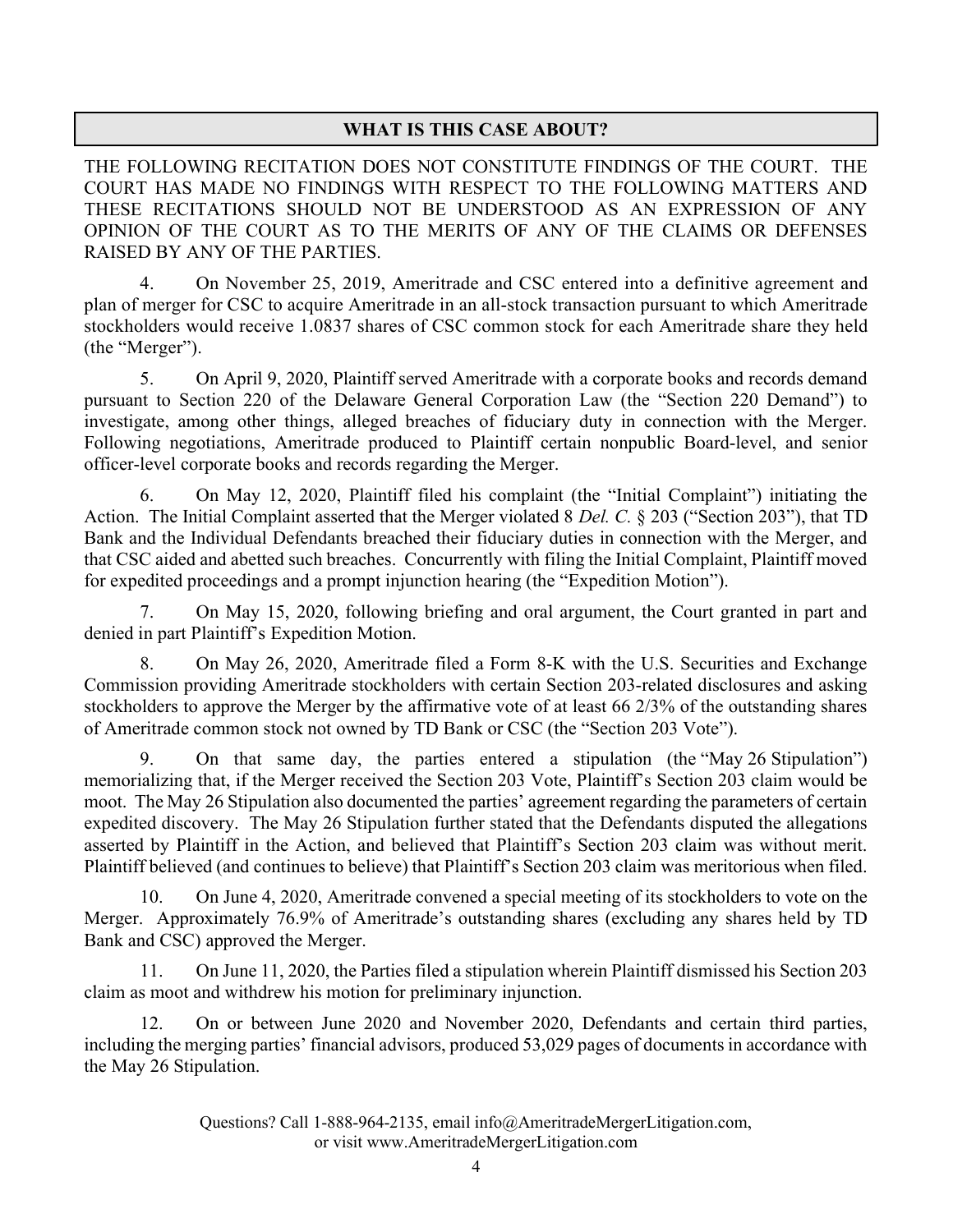## WHAT IS THIS CASE ABOUT?

THE FOLLOWING RECITATION DOES NOT CONSTITUTE FINDINGS OF THE COURT. THE COURT HAS MADE NO FINDINGS WITH RESPECT TO THE FOLLOWING MATTERS AND THESE RECITATIONS SHOULD NOT BE UNDERSTOOD AS AN EXPRESSION OF ANY OPINION OF THE COURT AS TO THE MERITS OF ANY OF THE CLAIMS OR DEFENSES RAISED BY ANY OF THE PARTIES.

4. On November 25, 2019, Ameritrade and CSC entered into a definitive agreement and plan of merger for CSC to acquire Ameritrade in an all-stock transaction pursuant to which Ameritrade stockholders would receive 1.0837 shares of CSC common stock for each Ameritrade share they held (the "Merger").

5. On April 9, 2020, Plaintiff served Ameritrade with a corporate books and records demand pursuant to Section 220 of the Delaware General Corporation Law (the "Section 220 Demand") to investigate, among other things, alleged breaches of fiduciary duty in connection with the Merger. Following negotiations, Ameritrade produced to Plaintiff certain nonpublic Board-level, and senior officer-level corporate books and records regarding the Merger.

6. On May 12, 2020, Plaintiff filed his complaint (the "Initial Complaint") initiating the Action. The Initial Complaint asserted that the Merger violated 8 *Del. C.* § 203 ("Section 203"), that TD Bank and the Individual Defendants breached their fiduciary duties in connection with the Merger, and that CSC aided and abetted such breaches. Concurrently with filing the Initial Complaint, Plaintiff moved for expedited proceedings and a prompt injunction hearing (the "Expedition Motion").

7. On May 15, 2020, following briefing and oral argument, the Court granted in part and denied in part Plaintiff's Expedition Motion.

8. On May 26, 2020, Ameritrade filed a Form 8-K with the U.S. Securities and Exchange Commission providing Ameritrade stockholders with certain Section 203-related disclosures and asking stockholders to approve the Merger by the affirmative vote of at least 66 2/3% of the outstanding shares of Ameritrade common stock not owned by TD Bank or CSC (the "Section 203 Vote").

9. On that same day, the parties entered a stipulation (the "May 26 Stipulation") memorializing that, if the Merger received the Section 203 Vote, Plaintiff's Section 203 claim would be moot. The May 26 Stipulation also documented the parties' agreement regarding the parameters of certain expedited discovery. The May 26 Stipulation further stated that the Defendants disputed the allegations asserted by Plaintiff in the Action, and believed that Plaintiff's Section 203 claim was without merit. Plaintiff believed (and continues to believe) that Plaintiff's Section 203 claim was meritorious when filed.

10. On June 4, 2020, Ameritrade convened a special meeting of its stockholders to vote on the Merger. Approximately 76.9% of Ameritrade's outstanding shares (excluding any shares held by TD Bank and CSC) approved the Merger.

11. On June 11, 2020, the Parties filed a stipulation wherein Plaintiff dismissed his Section 203 claim as moot and withdrew his motion for preliminary injunction.

12. On or between June 2020 and November 2020, Defendants and certain third parties, including the merging parties' financial advisors, produced 53,029 pages of documents in accordance with the May 26 Stipulation.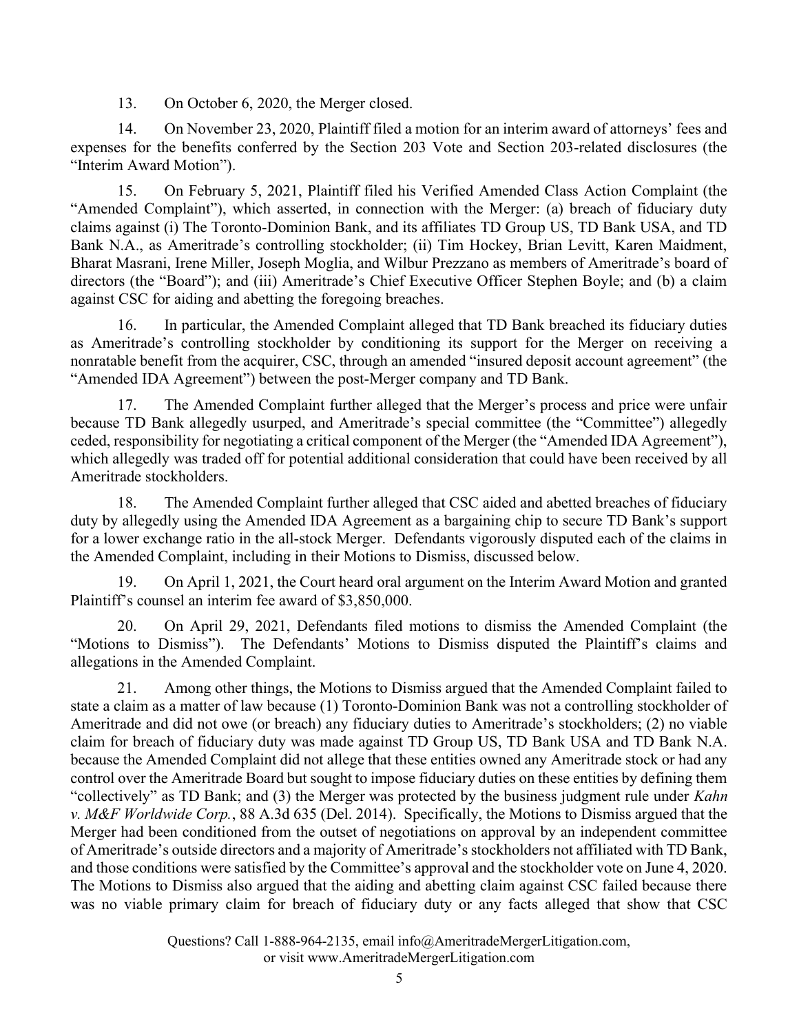13. On October 6, 2020, the Merger closed.

14. On November 23, 2020, Plaintiff filed a motion for an interim award of attorneys' fees and expenses for the benefits conferred by the Section 203 Vote and Section 203-related disclosures (the "Interim Award Motion").

15. On February 5, 2021, Plaintiff filed his Verified Amended Class Action Complaint (the "Amended Complaint"), which asserted, in connection with the Merger: (a) breach of fiduciary duty claims against (i) The Toronto-Dominion Bank, and its affiliates TD Group US, TD Bank USA, and TD Bank N.A., as Ameritrade's controlling stockholder; (ii) Tim Hockey, Brian Levitt, Karen Maidment, Bharat Masrani, Irene Miller, Joseph Moglia, and Wilbur Prezzano as members of Ameritrade's board of directors (the "Board"); and (iii) Ameritrade's Chief Executive Officer Stephen Boyle; and (b) a claim against CSC for aiding and abetting the foregoing breaches.

16. In particular, the Amended Complaint alleged that TD Bank breached its fiduciary duties as Ameritrade's controlling stockholder by conditioning its support for the Merger on receiving a nonratable benefit from the acquirer, CSC, through an amended "insured deposit account agreement" (the "Amended IDA Agreement") between the post-Merger company and TD Bank.

17. The Amended Complaint further alleged that the Merger's process and price were unfair because TD Bank allegedly usurped, and Ameritrade's special committee (the "Committee") allegedly ceded, responsibility for negotiating a critical component of the Merger (the "Amended IDA Agreement"), which allegedly was traded off for potential additional consideration that could have been received by all Ameritrade stockholders.

18. The Amended Complaint further alleged that CSC aided and abetted breaches of fiduciary duty by allegedly using the Amended IDA Agreement as a bargaining chip to secure TD Bank's support for a lower exchange ratio in the all-stock Merger. Defendants vigorously disputed each of the claims in the Amended Complaint, including in their Motions to Dismiss, discussed below.

19. On April 1, 2021, the Court heard oral argument on the Interim Award Motion and granted Plaintiff's counsel an interim fee award of $3,850,000.

20. On April 29, 2021, Defendants filed motions to dismiss the Amended Complaint (the "Motions to Dismiss"). The Defendants' Motions to Dismiss disputed the Plaintiff's claims and allegations in the Amended Complaint.

21. Among other things, the Motions to Dismiss argued that the Amended Complaint failed to state a claim as a matter of law because (1) Toronto-Dominion Bank was not a controlling stockholder of Ameritrade and did not owe (or breach) any fiduciary duties to Ameritrade's stockholders; (2) no viable claim for breach of fiduciary duty was made against TD Group US, TD Bank USA and TD Bank N.A. because the Amended Complaint did not allege that these entities owned any Ameritrade stock or had any control over the Ameritrade Board but sought to impose fiduciary duties on these entities by defining them "collectively" as TD Bank; and (3) the Merger was protected by the business judgment rule under *Kahn v. M&F Worldwide Corp.*, 88 A.3d 635 (Del. 2014). Specifically, the Motions to Dismiss argued that the Merger had been conditioned from the outset of negotiations on approval by an independent committee of Ameritrade's outside directors and a majority of Ameritrade's stockholders not affiliated with TD Bank, and those conditions were satisfied by the Committee's approval and the stockholder vote on June 4, 2020. The Motions to Dismiss also argued that the aiding and abetting claim against CSC failed because there was no viable primary claim for breach of fiduciary duty or any facts alleged that show that CSC

Questions? Call 1-888-964-2135, email info@AmeritradeMergerLitigation.com, or visit www.AmeritradeMergerLitigation.com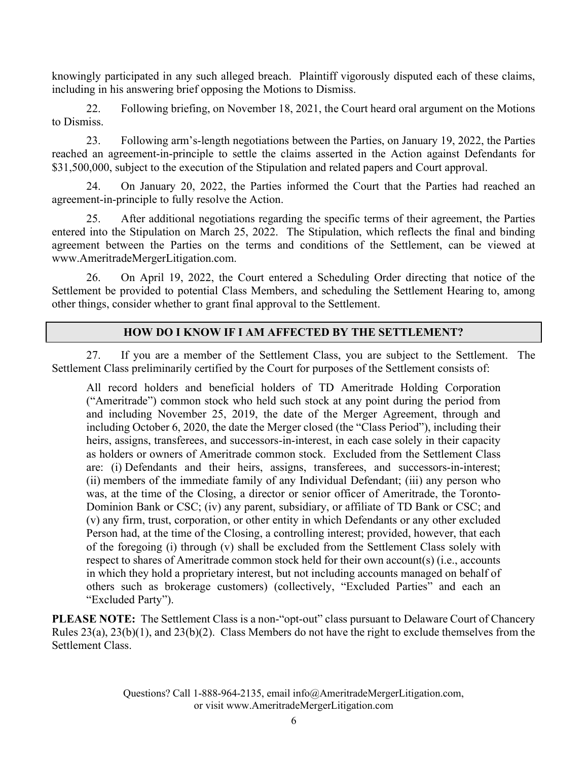knowingly participated in any such alleged breach. Plaintiff vigorously disputed each of these claims, including in his answering brief opposing the Motions to Dismiss.

22. Following briefing, on November 18, 2021, the Court heard oral argument on the Motions to Dismiss.

23. Following arm's-length negotiations between the Parties, on January 19, 2022, the Parties reached an agreement-in-principle to settle the claims asserted in the Action against Defendants for $31,500,000, subject to the execution of the Stipulation and related papers and Court approval.

24. On January 20, 2022, the Parties informed the Court that the Parties had reached an agreement-in-principle to fully resolve the Action.

25. After additional negotiations regarding the specific terms of their agreement, the Parties entered into the Stipulation on March 25, 2022. The Stipulation, which reflects the final and binding agreement between the Parties on the terms and conditions of the Settlement, can be viewed at www.AmeritradeMergerLitigation.com.

26. On April 19, 2022, the Court entered a Scheduling Order directing that notice of the Settlement be provided to potential Class Members, and scheduling the Settlement Hearing to, among other things, consider whether to grant final approval to the Settlement.

## HOW DO I KNOW IF I AM AFFECTED BY THE SETTLEMENT?

27. If you are a member of the Settlement Class, you are subject to the Settlement. The Settlement Class preliminarily certified by the Court for purposes of the Settlement consists of:

> All record holders and beneficial holders of TD Ameritrade Holding Corporation ("Ameritrade") common stock who held such stock at any point during the period from and including November 25, 2019, the date of the Merger Agreement, through and including October 6, 2020, the date the Merger closed (the "Class Period"), including their heirs, assigns, transferees, and successors-in-interest, in each case solely in their capacity as holders or owners of Ameritrade common stock. Excluded from the Settlement Class are: (i) Defendants and their heirs, assigns, transferees, and successors-in-interest; (ii) members of the immediate family of any Individual Defendant; (iii) any person who was, at the time of the Closing, a director or senior officer of Ameritrade, the Toronto-Dominion Bank or CSC; (iv) any parent, subsidiary, or affiliate of TD Bank or CSC; and (v) any firm, trust, corporation, or other entity in which Defendants or any other excluded Person had, at the time of the Closing, a controlling interest; provided, however, that each of the foregoing (i) through (v) shall be excluded from the Settlement Class solely with respect to shares of Ameritrade common stock held for their own account(s) (i.e., accounts in which they hold a proprietary interest, but not including accounts managed on behalf of others such as brokerage customers) (collectively, "Excluded Parties" and each an "Excluded Party").

**PLEASE NOTE:** The Settlement Class is a non-"opt-out" class pursuant to Delaware Court of Chancery Rules 23(a), 23(b)(1), and 23(b)(2). Class Members do not have the right to exclude themselves from the Settlement Class.

Questions? Call 1-888-964-2135, email info@AmeritradeMergerLitigation.com, or visit www.AmeritradeMergerLitigation.com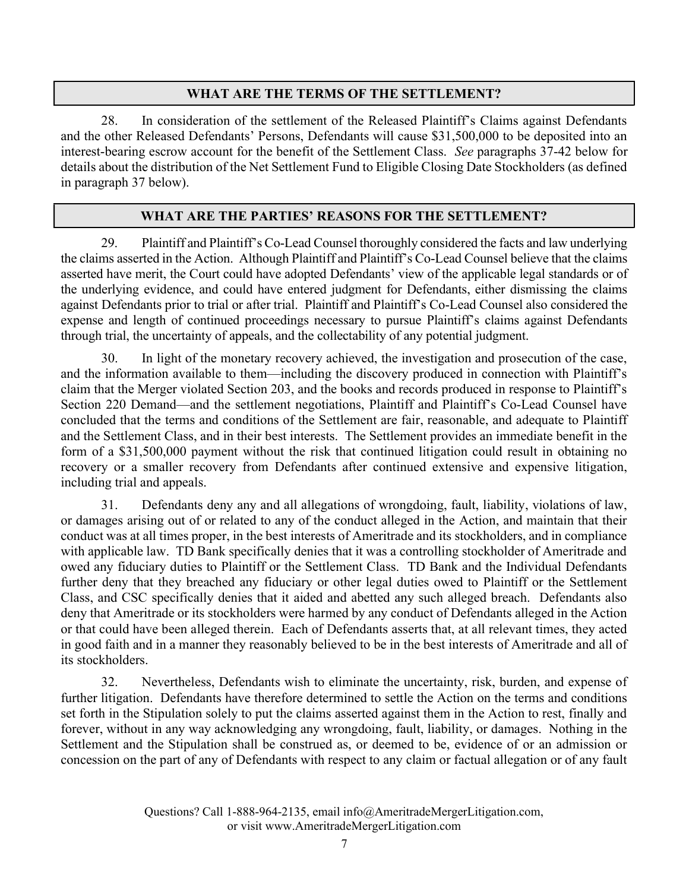## WHAT ARE THE TERMS OF THE SETTLEMENT?

28. In consideration of the settlement of the Released Plaintiff's Claims against Defendants and the other Released Defendants' Persons, Defendants will cause $31,500,000 to be deposited into an interest-bearing escrow account for the benefit of the Settlement Class. *See* paragraphs 37-42 below for details about the distribution of the Net Settlement Fund to Eligible Closing Date Stockholders (as defined in paragraph 37 below).

## WHAT ARE THE PARTIES' REASONS FOR THE SETTLEMENT?

29. Plaintiff and Plaintiff's Co-Lead Counsel thoroughly considered the facts and law underlying the claims asserted in the Action. Although Plaintiff and Plaintiff's Co-Lead Counsel believe that the claims asserted have merit, the Court could have adopted Defendants' view of the applicable legal standards or of the underlying evidence, and could have entered judgment for Defendants, either dismissing the claims against Defendants prior to trial or after trial. Plaintiff and Plaintiff's Co-Lead Counsel also considered the expense and length of continued proceedings necessary to pursue Plaintiff's claims against Defendants through trial, the uncertainty of appeals, and the collectability of any potential judgment.

30. In light of the monetary recovery achieved, the investigation and prosecution of the case, and the information available to them—including the discovery produced in connection with Plaintiff's claim that the Merger violated Section 203, and the books and records produced in response to Plaintiff's Section 220 Demand—and the settlement negotiations, Plaintiff and Plaintiff's Co-Lead Counsel have concluded that the terms and conditions of the Settlement are fair, reasonable, and adequate to Plaintiff and the Settlement Class, and in their best interests. The Settlement provides an immediate benefit in the form of a $31,500,000 payment without the risk that continued litigation could result in obtaining no recovery or a smaller recovery from Defendants after continued extensive and expensive litigation, including trial and appeals.

31. Defendants deny any and all allegations of wrongdoing, fault, liability, violations of law, or damages arising out of or related to any of the conduct alleged in the Action, and maintain that their conduct was at all times proper, in the best interests of Ameritrade and its stockholders, and in compliance with applicable law. TD Bank specifically denies that it was a controlling stockholder of Ameritrade and owed any fiduciary duties to Plaintiff or the Settlement Class. TD Bank and the Individual Defendants further deny that they breached any fiduciary or other legal duties owed to Plaintiff or the Settlement Class, and CSC specifically denies that it aided and abetted any such alleged breach. Defendants also deny that Ameritrade or its stockholders were harmed by any conduct of Defendants alleged in the Action or that could have been alleged therein. Each of Defendants asserts that, at all relevant times, they acted in good faith and in a manner they reasonably believed to be in the best interests of Ameritrade and all of its stockholders.

32. Nevertheless, Defendants wish to eliminate the uncertainty, risk, burden, and expense of further litigation. Defendants have therefore determined to settle the Action on the terms and conditions set forth in the Stipulation solely to put the claims asserted against them in the Action to rest, finally and forever, without in any way acknowledging any wrongdoing, fault, liability, or damages. Nothing in the Settlement and the Stipulation shall be construed as, or deemed to be, evidence of or an admission or concession on the part of any of Defendants with respect to any claim or factual allegation or of any fault

Questions? Call 1-888-964-2135, email info@AmeritradeMergerLitigation.com, or visit www.AmeritradeMergerLitigation.com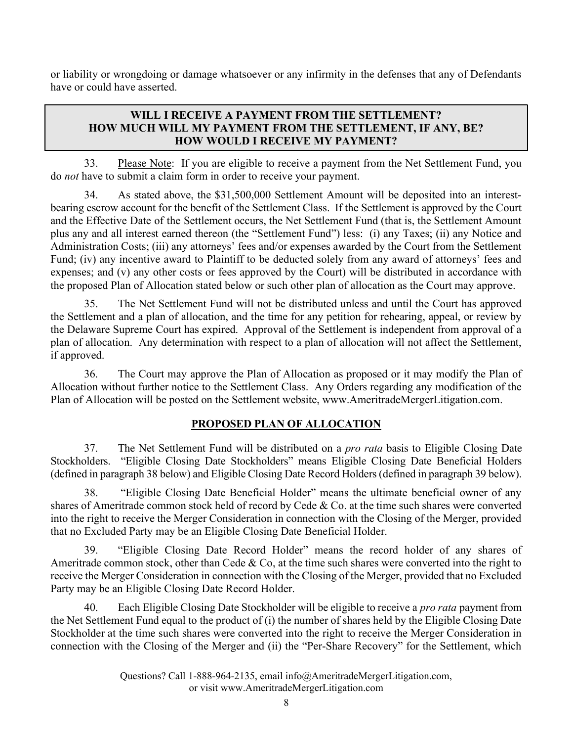or liability or wrongdoing or damage whatsoever or any infirmity in the defenses that any of Defendants have or could have asserted.

## WILL I RECEIVE A PAYMENT FROM THE SETTLEMENT? HOW MUCH WILL MY PAYMENT FROM THE SETTLEMENT, IF ANY, BE? HOW WOULD I RECEIVE MY PAYMENT?

33. Please Note: If you are eligible to receive a payment from the Net Settlement Fund, you do *not* have to submit a claim form in order to receive your payment.

34. As stated above, the $31,500,000 Settlement Amount will be deposited into an interest-bearing escrow account for the benefit of the Settlement Class. If the Settlement is approved by the Court and the Effective Date of the Settlement occurs, the Net Settlement Fund (that is, the Settlement Amount plus any and all interest earned thereon (the "Settlement Fund") less: (i) any Taxes; (ii) any Notice and Administration Costs; (iii) any attorneys' fees and/or expenses awarded by the Court from the Settlement Fund; (iv) any incentive award to Plaintiff to be deducted solely from any award of attorneys' fees and expenses; and (v) any other costs or fees approved by the Court) will be distributed in accordance with the proposed Plan of Allocation stated below or such other plan of allocation as the Court may approve.

35. The Net Settlement Fund will not be distributed unless and until the Court has approved the Settlement and a plan of allocation, and the time for any petition for rehearing, appeal, or review by the Delaware Supreme Court has expired. Approval of the Settlement is independent from approval of a plan of allocation. Any determination with respect to a plan of allocation will not affect the Settlement, if approved.

36. The Court may approve the Plan of Allocation as proposed or it may modify the Plan of Allocation without further notice to the Settlement Class. Any Orders regarding any modification of the Plan of Allocation will be posted on the Settlement website, www.AmeritradeMergerLitigation.com.

## PROPOSED PLAN OF ALLOCATION

37. The Net Settlement Fund will be distributed on a *pro rata* basis to Eligible Closing Date Stockholders. "Eligible Closing Date Stockholders" means Eligible Closing Date Beneficial Holders (defined in paragraph 38 below) and Eligible Closing Date Record Holders (defined in paragraph 39 below).

38. "Eligible Closing Date Beneficial Holder" means the ultimate beneficial owner of any shares of Ameritrade common stock held of record by Cede & Co. at the time such shares were converted into the right to receive the Merger Consideration in connection with the Closing of the Merger, provided that no Excluded Party may be an Eligible Closing Date Beneficial Holder.

39. "Eligible Closing Date Record Holder" means the record holder of any shares of Ameritrade common stock, other than Cede & Co, at the time such shares were converted into the right to receive the Merger Consideration in connection with the Closing of the Merger, provided that no Excluded Party may be an Eligible Closing Date Record Holder.

40. Each Eligible Closing Date Stockholder will be eligible to receive a *pro rata* payment from the Net Settlement Fund equal to the product of (i) the number of shares held by the Eligible Closing Date Stockholder at the time such shares were converted into the right to receive the Merger Consideration in connection with the Closing of the Merger and (ii) the "Per-Share Recovery" for the Settlement, which

Questions? Call 1-888-964-2135, email info@AmeritradeMergerLitigation.com, or visit www.AmeritradeMergerLitigation.com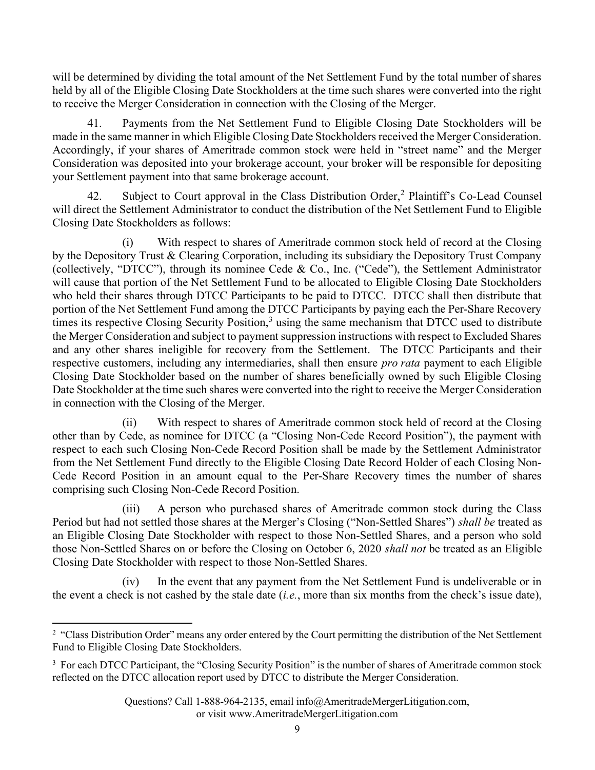will be determined by dividing the total amount of the Net Settlement Fund by the total number of shares held by all of the Eligible Closing Date Stockholders at the time such shares were converted into the right to receive the Merger Consideration in connection with the Closing of the Merger.

41. Payments from the Net Settlement Fund to Eligible Closing Date Stockholders will be made in the same manner in which Eligible Closing Date Stockholders received the Merger Consideration. Accordingly, if your shares of Ameritrade common stock were held in "street name" and the Merger Consideration was deposited into your brokerage account, your broker will be responsible for depositing your Settlement payment into that same brokerage account.

42. Subject to Court approval in the Class Distribution Order,[2] Plaintiff's Co-Lead Counsel will direct the Settlement Administrator to conduct the distribution of the Net Settlement Fund to Eligible Closing Date Stockholders as follows:

(i) With respect to shares of Ameritrade common stock held of record at the Closing by the Depository Trust & Clearing Corporation, including its subsidiary the Depository Trust Company (collectively, "DTCC"), through its nominee Cede & Co., Inc. ("Cede"), the Settlement Administrator will cause that portion of the Net Settlement Fund to be allocated to Eligible Closing Date Stockholders who held their shares through DTCC Participants to be paid to DTCC. DTCC shall then distribute that portion of the Net Settlement Fund among the DTCC Participants by paying each the Per-Share Recovery times its respective Closing Security Position,[3] using the same mechanism that DTCC used to distribute the Merger Consideration and subject to payment suppression instructions with respect to Excluded Shares and any other shares ineligible for recovery from the Settlement. The DTCC Participants and their respective customers, including any intermediaries, shall then ensure *pro rata* payment to each Eligible Closing Date Stockholder based on the number of shares beneficially owned by such Eligible Closing Date Stockholder at the time such shares were converted into the right to receive the Merger Consideration in connection with the Closing of the Merger.

(ii) With respect to shares of Ameritrade common stock held of record at the Closing other than by Cede, as nominee for DTCC (a "Closing Non-Cede Record Position"), the payment with respect to each such Closing Non-Cede Record Position shall be made by the Settlement Administrator from the Net Settlement Fund directly to the Eligible Closing Date Record Holder of each Closing Non-Cede Record Position in an amount equal to the Per-Share Recovery times the number of shares comprising such Closing Non-Cede Record Position.

(iii) A person who purchased shares of Ameritrade common stock during the Class Period but had not settled those shares at the Merger's Closing ("Non-Settled Shares") *shall be* treated as an Eligible Closing Date Stockholder with respect to those Non-Settled Shares, and a person who sold those Non-Settled Shares on or before the Closing on October 6, 2020 *shall not* be treated as an Eligible Closing Date Stockholder with respect to those Non-Settled Shares.

(iv) In the event that any payment from the Net Settlement Fund is undeliverable or in the event a check is not cashed by the stale date (*i.e.*, more than six months from the check's issue date),

---

[2] "Class Distribution Order" means any order entered by the Court permitting the distribution of the Net Settlement Fund to Eligible Closing Date Stockholders.

[3] For each DTCC Participant, the "Closing Security Position" is the number of shares of Ameritrade common stock reflected on the DTCC allocation report used by DTCC to distribute the Merger Consideration.

Questions? Call 1-888-964-2135, email info@AmeritradeMergerLitigation.com, or visit www.AmeritradeMergerLitigation.com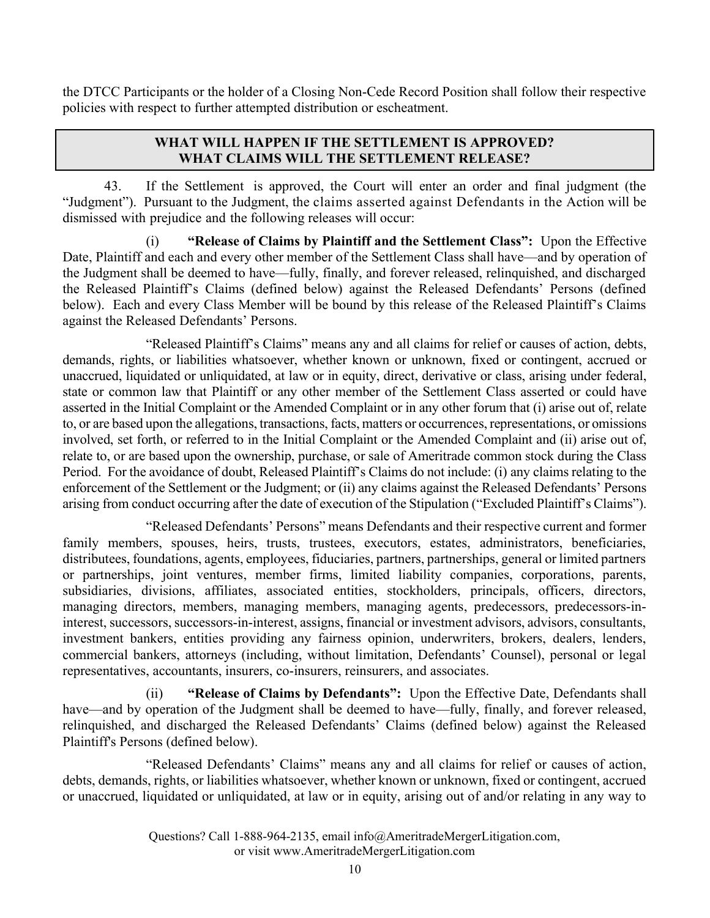the DTCC Participants or the holder of a Closing Non-Cede Record Position shall follow their respective policies with respect to further attempted distribution or escheatment.

## WHAT WILL HAPPEN IF THE SETTLEMENT IS APPROVED? WHAT CLAIMS WILL THE SETTLEMENT RELEASE?

43. If the Settlement is approved, the Court will enter an order and final judgment (the "Judgment"). Pursuant to the Judgment, the claims asserted against Defendants in the Action will be dismissed with prejudice and the following releases will occur:

(i) **"Release of Claims by Plaintiff and the Settlement Class":** Upon the Effective Date, Plaintiff and each and every other member of the Settlement Class shall have—and by operation of the Judgment shall be deemed to have—fully, finally, and forever released, relinquished, and discharged the Released Plaintiff's Claims (defined below) against the Released Defendants' Persons (defined below). Each and every Class Member will be bound by this release of the Released Plaintiff's Claims against the Released Defendants' Persons.

"Released Plaintiff's Claims" means any and all claims for relief or causes of action, debts, demands, rights, or liabilities whatsoever, whether known or unknown, fixed or contingent, accrued or unaccrued, liquidated or unliquidated, at law or in equity, direct, derivative or class, arising under federal, state or common law that Plaintiff or any other member of the Settlement Class asserted or could have asserted in the Initial Complaint or the Amended Complaint or in any other forum that (i) arise out of, relate to, or are based upon the allegations, transactions, facts, matters or occurrences, representations, or omissions involved, set forth, or referred to in the Initial Complaint or the Amended Complaint and (ii) arise out of, relate to, or are based upon the ownership, purchase, or sale of Ameritrade common stock during the Class Period. For the avoidance of doubt, Released Plaintiff's Claims do not include: (i) any claims relating to the enforcement of the Settlement or the Judgment; or (ii) any claims against the Released Defendants' Persons arising from conduct occurring after the date of execution of the Stipulation ("Excluded Plaintiff's Claims").

"Released Defendants' Persons" means Defendants and their respective current and former family members, spouses, heirs, trusts, trustees, executors, estates, administrators, beneficiaries, distributees, foundations, agents, employees, fiduciaries, partners, partnerships, general or limited partners or partnerships, joint ventures, member firms, limited liability companies, corporations, parents, subsidiaries, divisions, affiliates, associated entities, stockholders, principals, officers, directors, managing directors, members, managing members, managing agents, predecessors, predecessors-in-interest, successors, successors-in-interest, assigns, financial or investment advisors, advisors, consultants, investment bankers, entities providing any fairness opinion, underwriters, brokers, dealers, lenders, commercial bankers, attorneys (including, without limitation, Defendants' Counsel), personal or legal representatives, accountants, insurers, co-insurers, reinsurers, and associates.

(ii) **"Release of Claims by Defendants":** Upon the Effective Date, Defendants shall have—and by operation of the Judgment shall be deemed to have—fully, finally, and forever released, relinquished, and discharged the Released Defendants' Claims (defined below) against the Released Plaintiff's Persons (defined below).

"Released Defendants' Claims" means any and all claims for relief or causes of action, debts, demands, rights, or liabilities whatsoever, whether known or unknown, fixed or contingent, accrued or unaccrued, liquidated or unliquidated, at law or in equity, arising out of and/or relating in any way to

Questions? Call 1-888-964-2135, email info@AmeritradeMergerLitigation.com, or visit www.AmeritradeMergerLitigation.com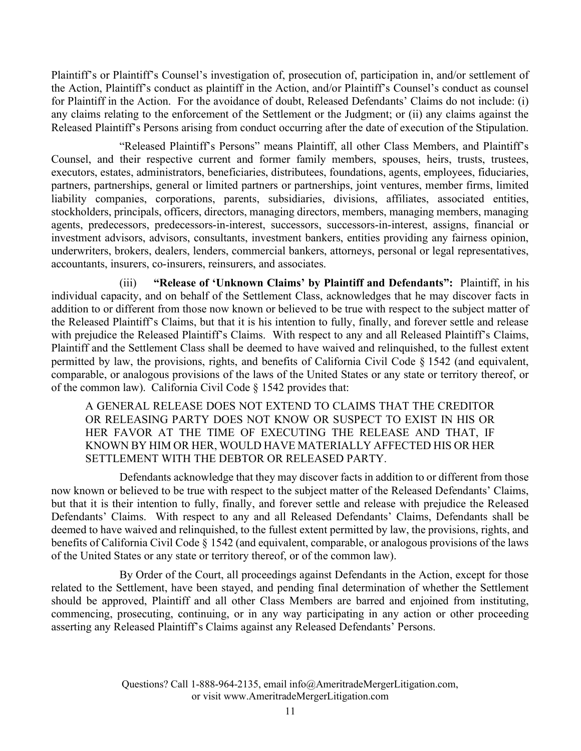Plaintiff's or Plaintiff's Counsel's investigation of, prosecution of, participation in, and/or settlement of the Action, Plaintiff's conduct as plaintiff in the Action, and/or Plaintiff's Counsel's conduct as counsel for Plaintiff in the Action. For the avoidance of doubt, Released Defendants' Claims do not include: (i) any claims relating to the enforcement of the Settlement or the Judgment; or (ii) any claims against the Released Plaintiff's Persons arising from conduct occurring after the date of execution of the Stipulation.

"Released Plaintiff's Persons" means Plaintiff, all other Class Members, and Plaintiff's Counsel, and their respective current and former family members, spouses, heirs, trusts, trustees, executors, estates, administrators, beneficiaries, distributees, foundations, agents, employees, fiduciaries, partners, partnerships, general or limited partners or partnerships, joint ventures, member firms, limited liability companies, corporations, parents, subsidiaries, divisions, affiliates, associated entities, stockholders, principals, officers, directors, managing directors, members, managing members, managing agents, predecessors, predecessors-in-interest, successors, successors-in-interest, assigns, financial or investment advisors, advisors, consultants, investment bankers, entities providing any fairness opinion, underwriters, brokers, dealers, lenders, commercial bankers, attorneys, personal or legal representatives, accountants, insurers, co-insurers, reinsurers, and associates.

(iii) **"Release of 'Unknown Claims' by Plaintiff and Defendants":** Plaintiff, in his individual capacity, and on behalf of the Settlement Class, acknowledges that he may discover facts in addition to or different from those now known or believed to be true with respect to the subject matter of the Released Plaintiff's Claims, but that it is his intention to fully, finally, and forever settle and release with prejudice the Released Plaintiff's Claims. With respect to any and all Released Plaintiff's Claims, Plaintiff and the Settlement Class shall be deemed to have waived and relinquished, to the fullest extent permitted by law, the provisions, rights, and benefits of California Civil Code § 1542 (and equivalent, comparable, or analogous provisions of the laws of the United States or any state or territory thereof, or of the common law). California Civil Code § 1542 provides that:

> A GENERAL RELEASE DOES NOT EXTEND TO CLAIMS THAT THE CREDITOR OR RELEASING PARTY DOES NOT KNOW OR SUSPECT TO EXIST IN HIS OR HER FAVOR AT THE TIME OF EXECUTING THE RELEASE AND THAT, IF KNOWN BY HIM OR HER, WOULD HAVE MATERIALLY AFFECTED HIS OR HER SETTLEMENT WITH THE DEBTOR OR RELEASED PARTY.

Defendants acknowledge that they may discover facts in addition to or different from those now known or believed to be true with respect to the subject matter of the Released Defendants' Claims, but that it is their intention to fully, finally, and forever settle and release with prejudice the Released Defendants' Claims. With respect to any and all Released Defendants' Claims, Defendants shall be deemed to have waived and relinquished, to the fullest extent permitted by law, the provisions, rights, and benefits of California Civil Code § 1542 (and equivalent, comparable, or analogous provisions of the laws of the United States or any state or territory thereof, or of the common law).

By Order of the Court, all proceedings against Defendants in the Action, except for those related to the Settlement, have been stayed, and pending final determination of whether the Settlement should be approved, Plaintiff and all other Class Members are barred and enjoined from instituting, commencing, prosecuting, continuing, or in any way participating in any action or other proceeding asserting any Released Plaintiff's Claims against any Released Defendants' Persons.

Questions? Call 1-888-964-2135, email info@AmeritradeMergerLitigation.com, or visit www.AmeritradeMergerLitigation.com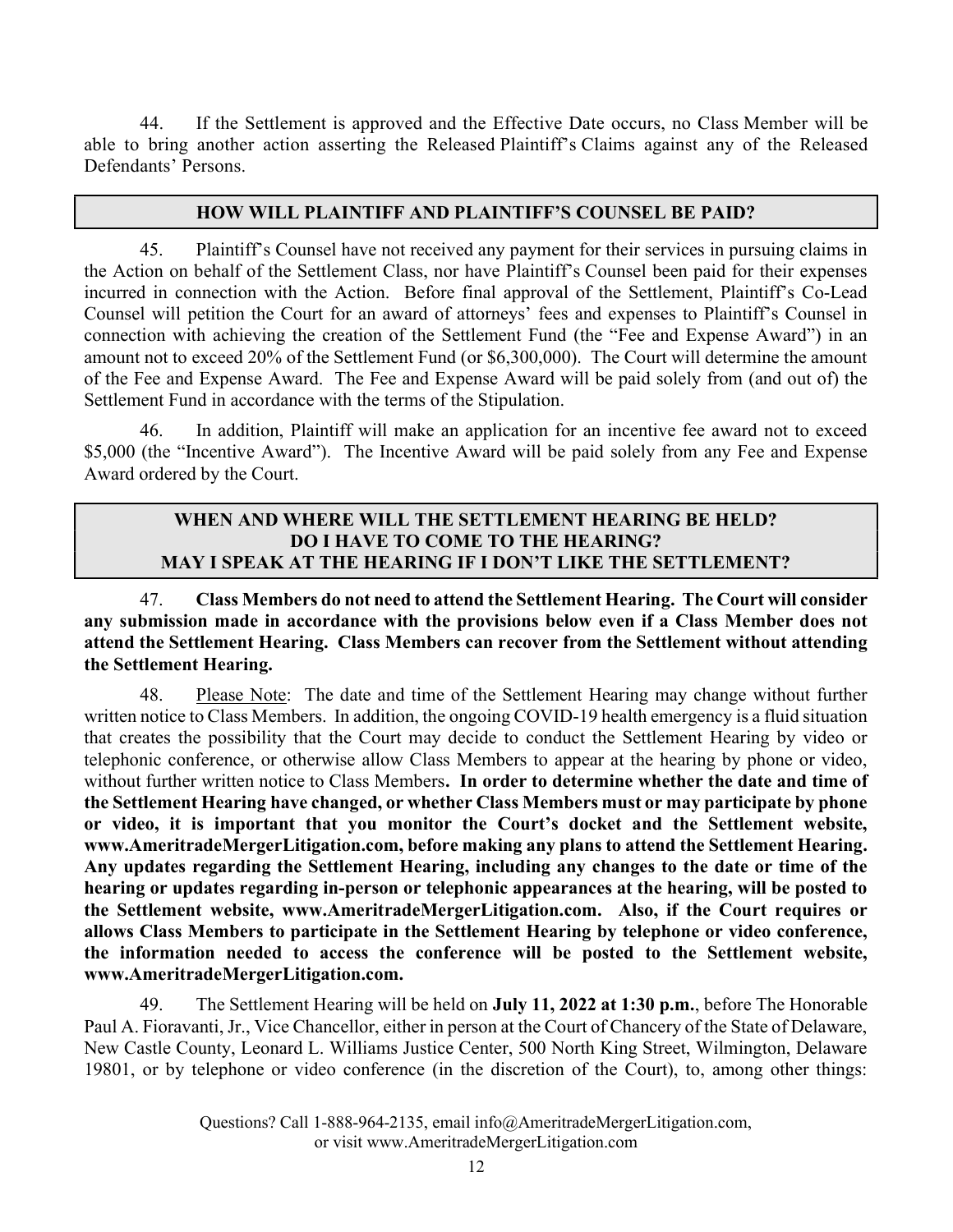44. If the Settlement is approved and the Effective Date occurs, no Class Member will be able to bring another action asserting the Released Plaintiff's Claims against any of the Released Defendants' Persons.

## HOW WILL PLAINTIFF AND PLAINTIFF'S COUNSEL BE PAID?

45. Plaintiff's Counsel have not received any payment for their services in pursuing claims in the Action on behalf of the Settlement Class, nor have Plaintiff's Counsel been paid for their expenses incurred in connection with the Action. Before final approval of the Settlement, Plaintiff's Co-Lead Counsel will petition the Court for an award of attorneys' fees and expenses to Plaintiff's Counsel in connection with achieving the creation of the Settlement Fund (the "Fee and Expense Award") in an amount not to exceed 20% of the Settlement Fund (or $6,300,000). The Court will determine the amount of the Fee and Expense Award. The Fee and Expense Award will be paid solely from (and out of) the Settlement Fund in accordance with the terms of the Stipulation.

46. In addition, Plaintiff will make an application for an incentive fee award not to exceed $5,000 (the "Incentive Award"). The Incentive Award will be paid solely from any Fee and Expense Award ordered by the Court.

## WHEN AND WHERE WILL THE SETTLEMENT HEARING BE HELD? DO I HAVE TO COME TO THE HEARING? MAY I SPEAK AT THE HEARING IF I DON'T LIKE THE SETTLEMENT?

47. **Class Members do not need to attend the Settlement Hearing. The Court will consider any submission made in accordance with the provisions below even if a Class Member does not attend the Settlement Hearing. Class Members can recover from the Settlement without attending the Settlement Hearing.**

48. Please Note: The date and time of the Settlement Hearing may change without further written notice to Class Members. In addition, the ongoing COVID-19 health emergency is a fluid situation that creates the possibility that the Court may decide to conduct the Settlement Hearing by video or telephonic conference, or otherwise allow Class Members to appear at the hearing by phone or video, without further written notice to Class Members**. In order to determine whether the date and time of the Settlement Hearing have changed, or whether Class Members must or may participate by phone or video, it is important that you monitor the Court's docket and the Settlement website, www.AmeritradeMergerLitigation.com, before making any plans to attend the Settlement Hearing. Any updates regarding the Settlement Hearing, including any changes to the date or time of the hearing or updates regarding in-person or telephonic appearances at the hearing, will be posted to the Settlement website, www.AmeritradeMergerLitigation.com. Also, if the Court requires or allows Class Members to participate in the Settlement Hearing by telephone or video conference, the information needed to access the conference will be posted to the Settlement website, www.AmeritradeMergerLitigation.com.**

49. The Settlement Hearing will be held on **July 11, 2022 at 1:30 p.m.**, before The Honorable Paul A. Fioravanti, Jr., Vice Chancellor, either in person at the Court of Chancery of the State of Delaware, New Castle County, Leonard L. Williams Justice Center, 500 North King Street, Wilmington, Delaware 19801, or by telephone or video conference (in the discretion of the Court), to, among other things:

Questions? Call 1-888-964-2135, email info@AmeritradeMergerLitigation.com, or visit www.AmeritradeMergerLitigation.com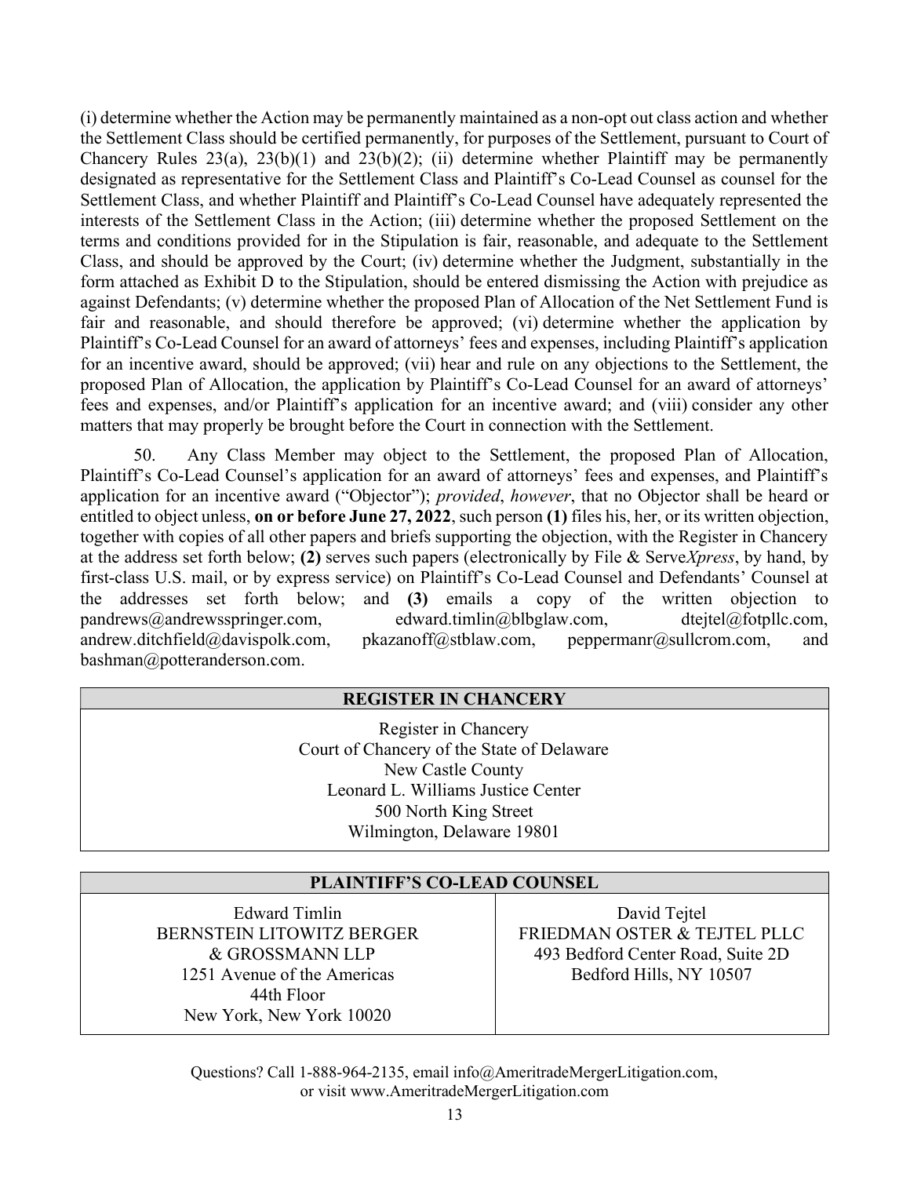(i) determine whether the Action may be permanently maintained as a non-opt out class action and whether the Settlement Class should be certified permanently, for purposes of the Settlement, pursuant to Court of Chancery Rules 23(a), 23(b)(1) and 23(b)(2); (ii) determine whether Plaintiff may be permanently designated as representative for the Settlement Class and Plaintiff's Co-Lead Counsel as counsel for the Settlement Class, and whether Plaintiff and Plaintiff's Co-Lead Counsel have adequately represented the interests of the Settlement Class in the Action; (iii) determine whether the proposed Settlement on the terms and conditions provided for in the Stipulation is fair, reasonable, and adequate to the Settlement Class, and should be approved by the Court; (iv) determine whether the Judgment, substantially in the form attached as Exhibit D to the Stipulation, should be entered dismissing the Action with prejudice as against Defendants; (v) determine whether the proposed Plan of Allocation of the Net Settlement Fund is fair and reasonable, and should therefore be approved; (vi) determine whether the application by Plaintiff's Co-Lead Counsel for an award of attorneys' fees and expenses, including Plaintiff's application for an incentive award, should be approved; (vii) hear and rule on any objections to the Settlement, the proposed Plan of Allocation, the application by Plaintiff's Co-Lead Counsel for an award of attorneys' fees and expenses, and/or Plaintiff's application for an incentive award; and (viii) consider any other matters that may properly be brought before the Court in connection with the Settlement.

50. Any Class Member may object to the Settlement, the proposed Plan of Allocation, Plaintiff's Co-Lead Counsel's application for an award of attorneys' fees and expenses, and Plaintiff's application for an incentive award ("Objector"); *provided*, *however*, that no Objector shall be heard or entitled to object unless, **on or before June 27, 2022**, such person **(1)** files his, her, or its written objection, together with copies of all other papers and briefs supporting the objection, with the Register in Chancery at the address set forth below; **(2)** serves such papers (electronically by File & Serve*Xpress*, by hand, by first-class U.S. mail, or by express service) on Plaintiff's Co-Lead Counsel and Defendants' Counsel at the addresses set forth below; and **(3)** emails a copy of the written objection to pandrews@andrewsspringer.com, edward.timlin@blbglaw.com, dtejtel@fotpllc.com, andrew.ditchfield@davispolk.com, pkazanoff@stblaw.com, peppermanr@sullcrom.com, and bashman@potteranderson.com.

| **REGISTER IN CHANCERY** |
|---|
| Register in Chancery<br>Court of Chancery of the State of Delaware<br>New Castle County<br>Leonard L. Williams Justice Center<br>500 North King Street<br>Wilmington, Delaware 19801 |

| **PLAINTIFF'S CO-LEAD COUNSEL** | |
|---|---|
| Edward Timlin<br>BERNSTEIN LITOWITZ BERGER & GROSSMANN LLP<br>1251 Avenue of the Americas<br>44th Floor<br>New York, New York 10020 | David Tejtel<br>FRIEDMAN OSTER & TEJTEL PLLC<br>493 Bedford Center Road, Suite 2D<br>Bedford Hills, NY 10507 |

Questions? Call 1-888-964-2135, email info@AmeritradeMergerLitigation.com, or visit www.AmeritradeMergerLitigation.com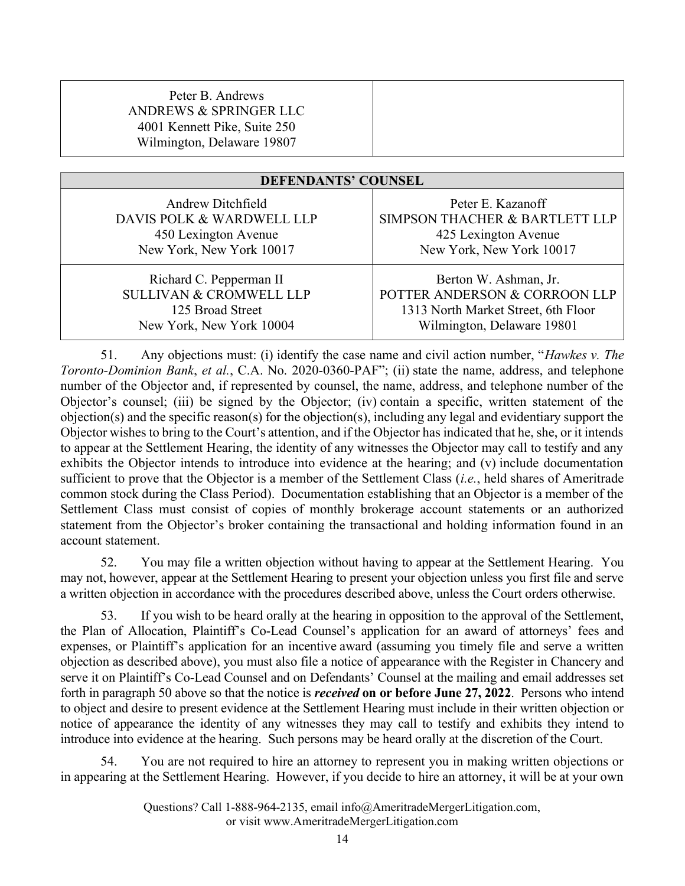| Peter B. Andrews<br>ANDREWS & SPRINGER LLC<br>4001 Kennett Pike, Suite 250<br>Wilmington, Delaware 19807 | |
|---|---|

| **DEFENDANTS' COUNSEL** | |
|---|---|
| Andrew Ditchfield<br>DAVIS POLK & WARDWELL LLP<br>450 Lexington Avenue<br>New York, New York 10017 | Peter E. Kazanoff<br>SIMPSON THACHER & BARTLETT LLP<br>425 Lexington Avenue<br>New York, New York 10017 |
| Richard C. Pepperman II<br>SULLIVAN & CROMWELL LLP<br>125 Broad Street<br>New York, New York 10004 | Berton W. Ashman, Jr.<br>POTTER ANDERSON & CORROON LLP<br>1313 North Market Street, 6th Floor<br>Wilmington, Delaware 19801 |

51. Any objections must: (i) identify the case name and civil action number, "*Hawkes v. The Toronto-Dominion Bank*, *et al.*, C.A. No. 2020-0360-PAF"; (ii) state the name, address, and telephone number of the Objector and, if represented by counsel, the name, address, and telephone number of the Objector's counsel; (iii) be signed by the Objector; (iv) contain a specific, written statement of the objection(s) and the specific reason(s) for the objection(s), including any legal and evidentiary support the Objector wishes to bring to the Court's attention, and if the Objector has indicated that he, she, or it intends to appear at the Settlement Hearing, the identity of any witnesses the Objector may call to testify and any exhibits the Objector intends to introduce into evidence at the hearing; and (v) include documentation sufficient to prove that the Objector is a member of the Settlement Class (*i.e.*, held shares of Ameritrade common stock during the Class Period). Documentation establishing that an Objector is a member of the Settlement Class must consist of copies of monthly brokerage account statements or an authorized statement from the Objector's broker containing the transactional and holding information found in an account statement.

52. You may file a written objection without having to appear at the Settlement Hearing. You may not, however, appear at the Settlement Hearing to present your objection unless you first file and serve a written objection in accordance with the procedures described above, unless the Court orders otherwise.

53. If you wish to be heard orally at the hearing in opposition to the approval of the Settlement, the Plan of Allocation, Plaintiff's Co-Lead Counsel's application for an award of attorneys' fees and expenses, or Plaintiff's application for an incentive award (assuming you timely file and serve a written objection as described above), you must also file a notice of appearance with the Register in Chancery and serve it on Plaintiff's Co-Lead Counsel and on Defendants' Counsel at the mailing and email addresses set forth in paragraph 50 above so that the notice is ***received*** **on or before June 27, 2022**. Persons who intend to object and desire to present evidence at the Settlement Hearing must include in their written objection or notice of appearance the identity of any witnesses they may call to testify and exhibits they intend to introduce into evidence at the hearing. Such persons may be heard orally at the discretion of the Court.

54. You are not required to hire an attorney to represent you in making written objections or in appearing at the Settlement Hearing. However, if you decide to hire an attorney, it will be at your own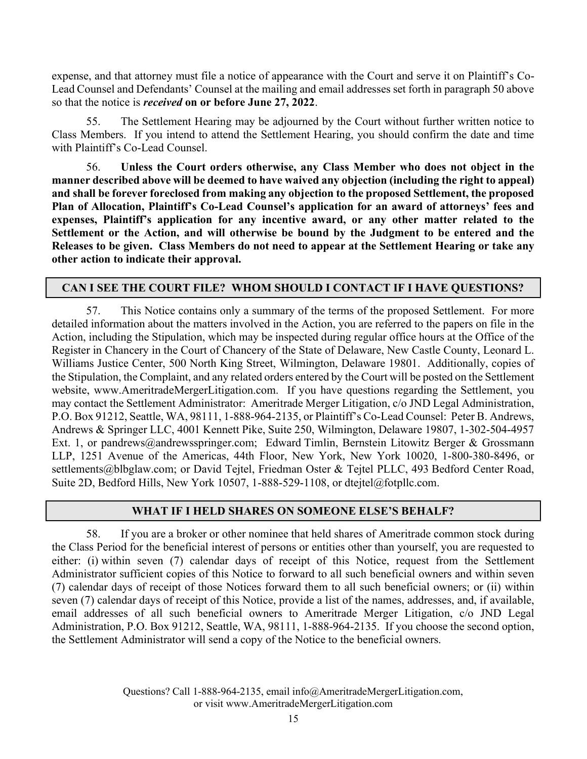expense, and that attorney must file a notice of appearance with the Court and serve it on Plaintiff's Co-Lead Counsel and Defendants' Counsel at the mailing and email addresses set forth in paragraph 50 above so that the notice is ***received*** **on or before June 27, 2022**.

55. The Settlement Hearing may be adjourned by the Court without further written notice to Class Members. If you intend to attend the Settlement Hearing, you should confirm the date and time with Plaintiff's Co-Lead Counsel.

56. **Unless the Court orders otherwise, any Class Member who does not object in the manner described above will be deemed to have waived any objection (including the right to appeal) and shall be forever foreclosed from making any objection to the proposed Settlement, the proposed Plan of Allocation, Plaintiff's Co-Lead Counsel's application for an award of attorneys' fees and expenses, Plaintiff's application for any incentive award, or any other matter related to the Settlement or the Action, and will otherwise be bound by the Judgment to be entered and the Releases to be given. Class Members do not need to appear at the Settlement Hearing or take any other action to indicate their approval.**

## CAN I SEE THE COURT FILE? WHOM SHOULD I CONTACT IF I HAVE QUESTIONS?

57. This Notice contains only a summary of the terms of the proposed Settlement. For more detailed information about the matters involved in the Action, you are referred to the papers on file in the Action, including the Stipulation, which may be inspected during regular office hours at the Office of the Register in Chancery in the Court of Chancery of the State of Delaware, New Castle County, Leonard L. Williams Justice Center, 500 North King Street, Wilmington, Delaware 19801. Additionally, copies of the Stipulation, the Complaint, and any related orders entered by the Court will be posted on the Settlement website, www.AmeritradeMergerLitigation.com. If you have questions regarding the Settlement, you may contact the Settlement Administrator: Ameritrade Merger Litigation, c/o JND Legal Administration, P.O. Box 91212, Seattle, WA, 98111, 1-888-964-2135, or Plaintiff's Co-Lead Counsel: Peter B. Andrews, Andrews & Springer LLC, 4001 Kennett Pike, Suite 250, Wilmington, Delaware 19807, 1-302-504-4957 Ext. 1, or pandrews@andrewsspringer.com; Edward Timlin, Bernstein Litowitz Berger & Grossmann LLP, 1251 Avenue of the Americas, 44th Floor, New York, New York 10020, 1-800-380-8496, or settlements@blbglaw.com; or David Tejtel, Friedman Oster & Tejtel PLLC, 493 Bedford Center Road, Suite 2D, Bedford Hills, New York 10507, 1-888-529-1108, or dtejtel@fotpllc.com.

## WHAT IF I HELD SHARES ON SOMEONE ELSE'S BEHALF?

58. If you are a broker or other nominee that held shares of Ameritrade common stock during the Class Period for the beneficial interest of persons or entities other than yourself, you are requested to either: (i) within seven (7) calendar days of receipt of this Notice, request from the Settlement Administrator sufficient copies of this Notice to forward to all such beneficial owners and within seven (7) calendar days of receipt of those Notices forward them to all such beneficial owners; or (ii) within seven (7) calendar days of receipt of this Notice, provide a list of the names, addresses, and, if available, email addresses of all such beneficial owners to Ameritrade Merger Litigation, c/o JND Legal Administration, P.O. Box 91212, Seattle, WA, 98111, 1-888-964-2135. If you choose the second option, the Settlement Administrator will send a copy of the Notice to the beneficial owners.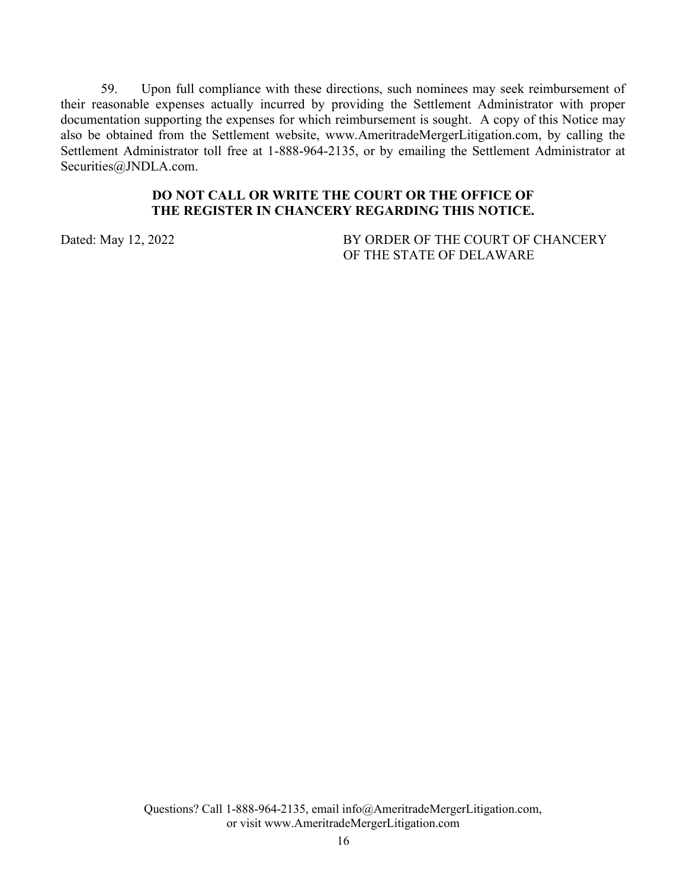59. Upon full compliance with these directions, such nominees may seek reimbursement of their reasonable expenses actually incurred by providing the Settlement Administrator with proper documentation supporting the expenses for which reimbursement is sought. A copy of this Notice may also be obtained from the Settlement website, www.AmeritradeMergerLitigation.com, by calling the Settlement Administrator toll free at 1-888-964-2135, or by emailing the Settlement Administrator at Securities@JNDLA.com.

**DO NOT CALL OR WRITE THE COURT OR THE OFFICE OF THE REGISTER IN CHANCERY REGARDING THIS NOTICE.**

Dated: May 12, 2022

BY ORDER OF THE COURT OF CHANCERY OF THE STATE OF DELAWARE